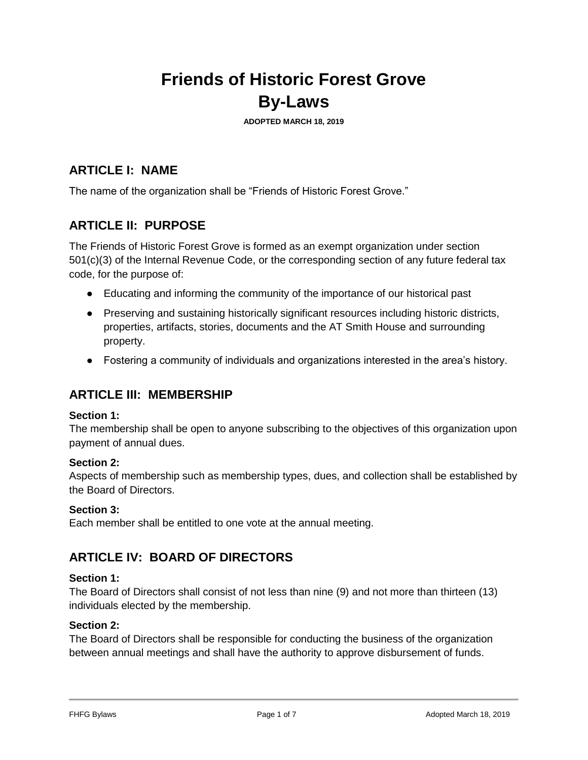# Friends of Historic Forest Grove
# By-Laws

**ADOPTED MARCH 18, 2019**

## ARTICLE I: NAME

The name of the organization shall be "Friends of Historic Forest Grove."

## ARTICLE II: PURPOSE

The Friends of Historic Forest Grove is formed as an exempt organization under section 501(c)(3) of the Internal Revenue Code, or the corresponding section of any future federal tax code, for the purpose of:

- Educating and informing the community of the importance of our historical past
- Preserving and sustaining historically significant resources including historic districts, properties, artifacts, stories, documents and the AT Smith House and surrounding property.
- Fostering a community of individuals and organizations interested in the area's history.

## ARTICLE III: MEMBERSHIP

**Section 1:**
The membership shall be open to anyone subscribing to the objectives of this organization upon payment of annual dues.

**Section 2:**
Aspects of membership such as membership types, dues, and collection shall be established by the Board of Directors.

**Section 3:**
Each member shall be entitled to one vote at the annual meeting.

## ARTICLE IV: BOARD OF DIRECTORS

**Section 1:**
The Board of Directors shall consist of not less than nine (9) and not more than thirteen (13) individuals elected by the membership.

**Section 2:**
The Board of Directors shall be responsible for conducting the business of the organization between annual meetings and shall have the authority to approve disbursement of funds.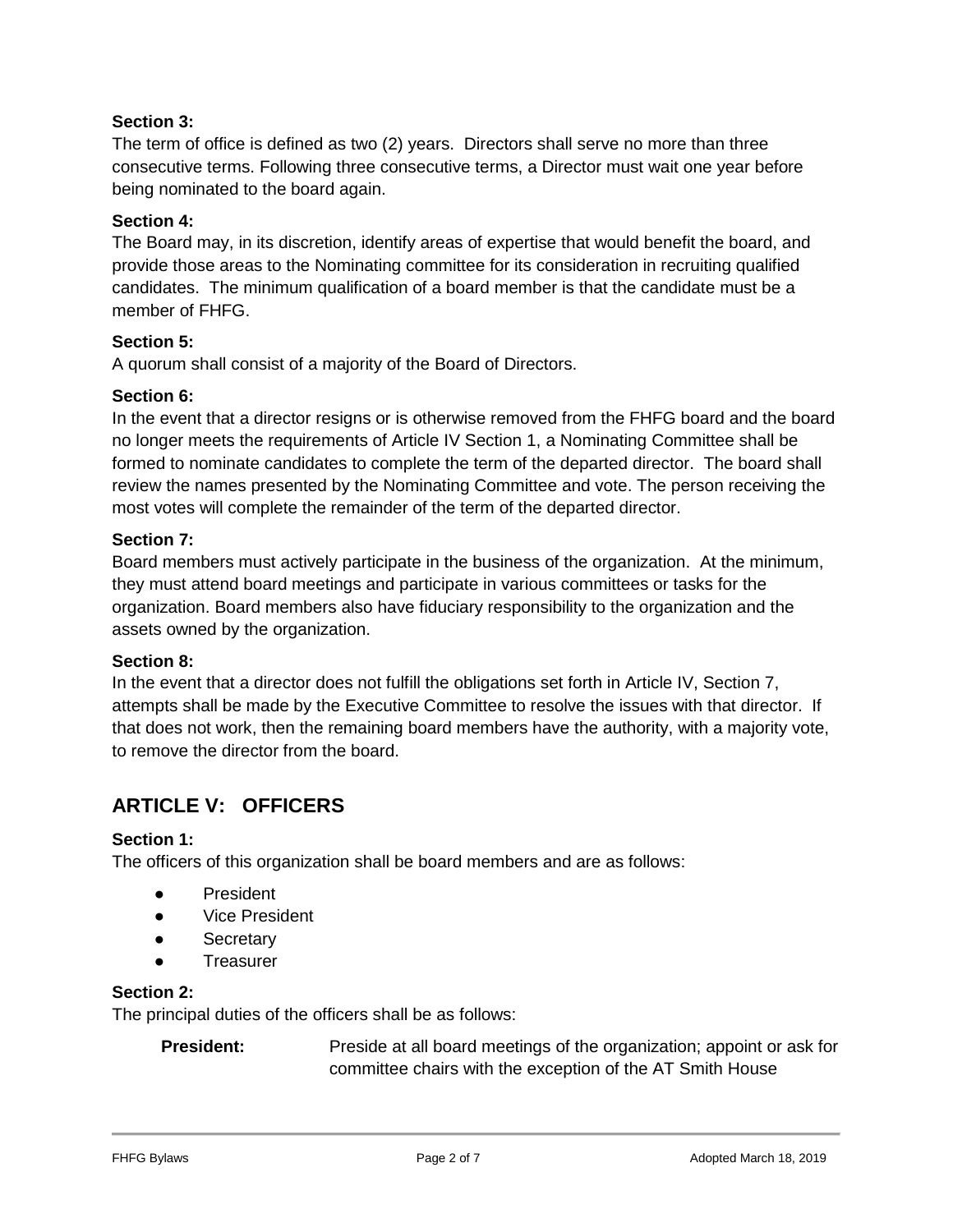**Section 3:**
The term of office is defined as two (2) years. Directors shall serve no more than three consecutive terms. Following three consecutive terms, a Director must wait one year before being nominated to the board again.

**Section 4:**
The Board may, in its discretion, identify areas of expertise that would benefit the board, and provide those areas to the Nominating committee for its consideration in recruiting qualified candidates. The minimum qualification of a board member is that the candidate must be a member of FHFG.

**Section 5:**
A quorum shall consist of a majority of the Board of Directors.

**Section 6:**
In the event that a director resigns or is otherwise removed from the FHFG board and the board no longer meets the requirements of Article IV Section 1, a Nominating Committee shall be formed to nominate candidates to complete the term of the departed director. The board shall review the names presented by the Nominating Committee and vote. The person receiving the most votes will complete the remainder of the term of the departed director.

**Section 7:**
Board members must actively participate in the business of the organization. At the minimum, they must attend board meetings and participate in various committees or tasks for the organization. Board members also have fiduciary responsibility to the organization and the assets owned by the organization.

**Section 8:**
In the event that a director does not fulfill the obligations set forth in Article IV, Section 7, attempts shall be made by the Executive Committee to resolve the issues with that director. If that does not work, then the remaining board members have the authority, with a majority vote, to remove the director from the board.

## ARTICLE V: OFFICERS

**Section 1:**
The officers of this organization shall be board members and are as follows:

- President
- Vice President
- Secretary
- Treasurer

**Section 2:**
The principal duties of the officers shall be as follows:

**President:** Preside at all board meetings of the organization; appoint or ask for committee chairs with the exception of the AT Smith House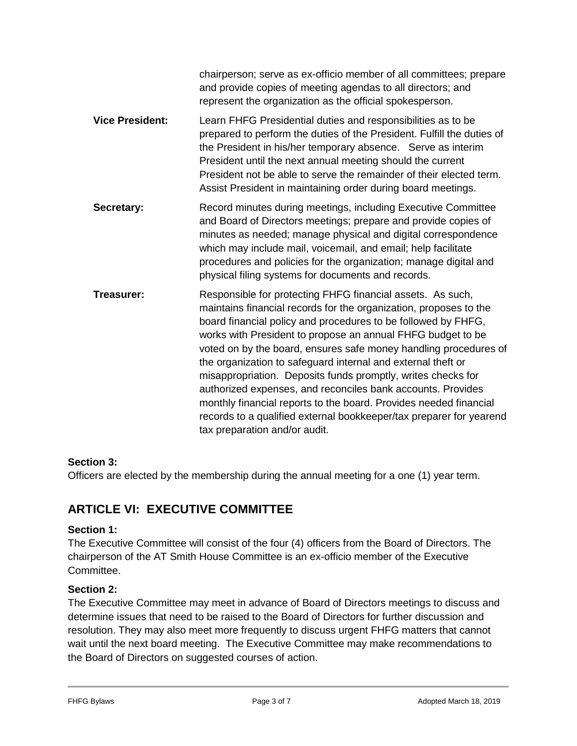chairperson; serve as ex-officio member of all committees; prepare and provide copies of meeting agendas to all directors; and represent the organization as the official spokesperson.

**Vice President:** Learn FHFG Presidential duties and responsibilities as to be prepared to perform the duties of the President. Fulfill the duties of the President in his/her temporary absence. Serve as interim President until the next annual meeting should the current President not be able to serve the remainder of their elected term. Assist President in maintaining order during board meetings.

**Secretary:** Record minutes during meetings, including Executive Committee and Board of Directors meetings; prepare and provide copies of minutes as needed; manage physical and digital correspondence which may include mail, voicemail, and email; help facilitate procedures and policies for the organization; manage digital and physical filing systems for documents and records.

**Treasurer:** Responsible for protecting FHFG financial assets. As such, maintains financial records for the organization, proposes to the board financial policy and procedures to be followed by FHFG, works with President to propose an annual FHFG budget to be voted on by the board, ensures safe money handling procedures of the organization to safeguard internal and external theft or misappropriation. Deposits funds promptly, writes checks for authorized expenses, and reconciles bank accounts. Provides monthly financial reports to the board. Provides needed financial records to a qualified external bookkeeper/tax preparer for yearend tax preparation and/or audit.

**Section 3:**
Officers are elected by the membership during the annual meeting for a one (1) year term.

## ARTICLE VI: EXECUTIVE COMMITTEE

**Section 1:**
The Executive Committee will consist of the four (4) officers from the Board of Directors. The chairperson of the AT Smith House Committee is an ex-officio member of the Executive Committee.

**Section 2:**
The Executive Committee may meet in advance of Board of Directors meetings to discuss and determine issues that need to be raised to the Board of Directors for further discussion and resolution. They may also meet more frequently to discuss urgent FHFG matters that cannot wait until the next board meeting. The Executive Committee may make recommendations to the Board of Directors on suggested courses of action.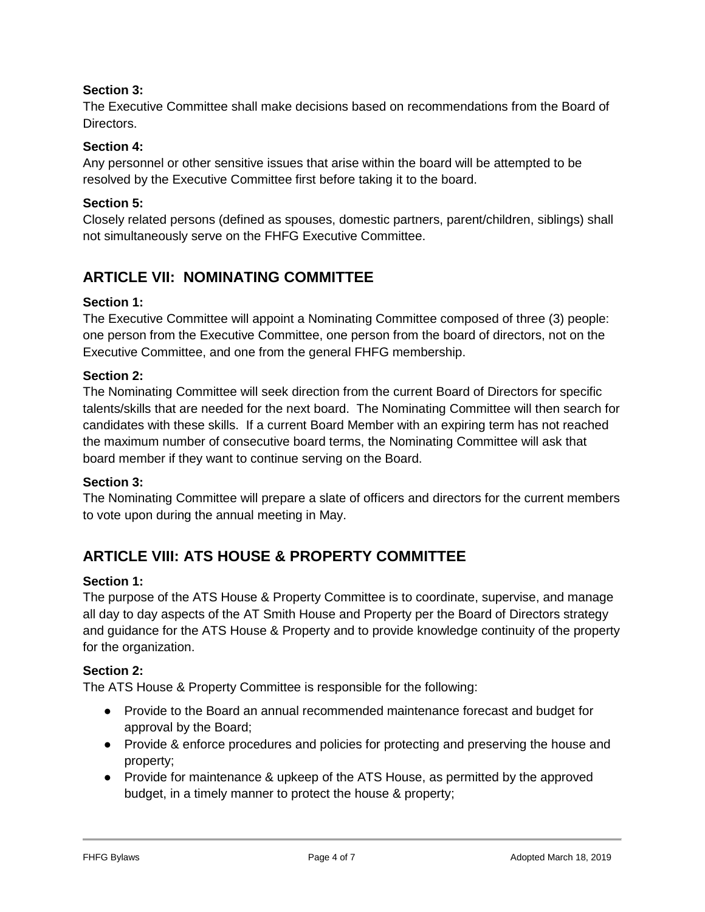**Section 3:**
The Executive Committee shall make decisions based on recommendations from the Board of Directors.

**Section 4:**
Any personnel or other sensitive issues that arise within the board will be attempted to be resolved by the Executive Committee first before taking it to the board.

**Section 5:**
Closely related persons (defined as spouses, domestic partners, parent/children, siblings) shall not simultaneously serve on the FHFG Executive Committee.

## ARTICLE VII: NOMINATING COMMITTEE

**Section 1:**
The Executive Committee will appoint a Nominating Committee composed of three (3) people: one person from the Executive Committee, one person from the board of directors, not on the Executive Committee, and one from the general FHFG membership.

**Section 2:**
The Nominating Committee will seek direction from the current Board of Directors for specific talents/skills that are needed for the next board. The Nominating Committee will then search for candidates with these skills. If a current Board Member with an expiring term has not reached the maximum number of consecutive board terms, the Nominating Committee will ask that board member if they want to continue serving on the Board.

**Section 3:**
The Nominating Committee will prepare a slate of officers and directors for the current members to vote upon during the annual meeting in May.

## ARTICLE VIII: ATS HOUSE & PROPERTY COMMITTEE

**Section 1:**
The purpose of the ATS House & Property Committee is to coordinate, supervise, and manage all day to day aspects of the AT Smith House and Property per the Board of Directors strategy and guidance for the ATS House & Property and to provide knowledge continuity of the property for the organization.

**Section 2:**
The ATS House & Property Committee is responsible for the following:

- Provide to the Board an annual recommended maintenance forecast and budget for approval by the Board;
- Provide & enforce procedures and policies for protecting and preserving the house and property;
- Provide for maintenance & upkeep of the ATS House, as permitted by the approved budget, in a timely manner to protect the house & property;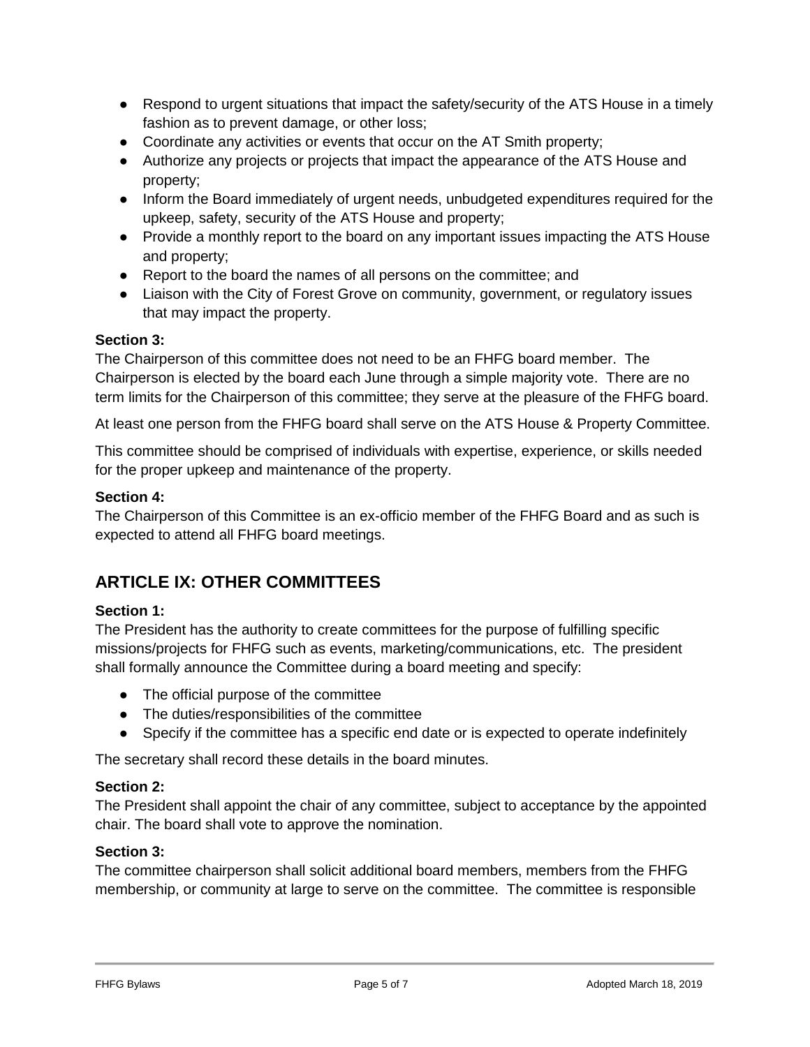- Respond to urgent situations that impact the safety/security of the ATS House in a timely fashion as to prevent damage, or other loss;
- Coordinate any activities or events that occur on the AT Smith property;
- Authorize any projects or projects that impact the appearance of the ATS House and property;
- Inform the Board immediately of urgent needs, unbudgeted expenditures required for the upkeep, safety, security of the ATS House and property;
- Provide a monthly report to the board on any important issues impacting the ATS House and property;
- Report to the board the names of all persons on the committee; and
- Liaison with the City of Forest Grove on community, government, or regulatory issues that may impact the property.

**Section 3:**
The Chairperson of this committee does not need to be an FHFG board member. The Chairperson is elected by the board each June through a simple majority vote. There are no term limits for the Chairperson of this committee; they serve at the pleasure of the FHFG board.

At least one person from the FHFG board shall serve on the ATS House & Property Committee.

This committee should be comprised of individuals with expertise, experience, or skills needed for the proper upkeep and maintenance of the property.

**Section 4:**
The Chairperson of this Committee is an ex-officio member of the FHFG Board and as such is expected to attend all FHFG board meetings.

## ARTICLE IX: OTHER COMMITTEES

**Section 1:**
The President has the authority to create committees for the purpose of fulfilling specific missions/projects for FHFG such as events, marketing/communications, etc. The president shall formally announce the Committee during a board meeting and specify:

- The official purpose of the committee
- The duties/responsibilities of the committee
- Specify if the committee has a specific end date or is expected to operate indefinitely

The secretary shall record these details in the board minutes.

**Section 2:**
The President shall appoint the chair of any committee, subject to acceptance by the appointed chair. The board shall vote to approve the nomination.

**Section 3:**
The committee chairperson shall solicit additional board members, members from the FHFG membership, or community at large to serve on the committee. The committee is responsible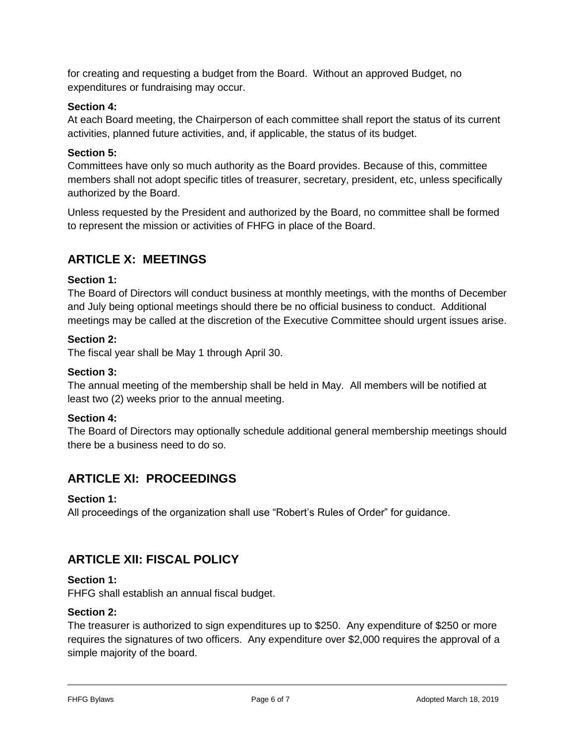for creating and requesting a budget from the Board. Without an approved Budget, no expenditures or fundraising may occur.

**Section 4:**
At each Board meeting, the Chairperson of each committee shall report the status of its current activities, planned future activities, and, if applicable, the status of its budget.

**Section 5:**
Committees have only so much authority as the Board provides. Because of this, committee members shall not adopt specific titles of treasurer, secretary, president, etc, unless specifically authorized by the Board.

Unless requested by the President and authorized by the Board, no committee shall be formed to represent the mission or activities of FHFG in place of the Board.

## ARTICLE X: MEETINGS

**Section 1:**
The Board of Directors will conduct business at monthly meetings, with the months of December and July being optional meetings should there be no official business to conduct. Additional meetings may be called at the discretion of the Executive Committee should urgent issues arise.

**Section 2:**
The fiscal year shall be May 1 through April 30.

**Section 3:**
The annual meeting of the membership shall be held in May. All members will be notified at least two (2) weeks prior to the annual meeting.

**Section 4:**
The Board of Directors may optionally schedule additional general membership meetings should there be a business need to do so.

## ARTICLE XI: PROCEEDINGS

**Section 1:**
All proceedings of the organization shall use "Robert's Rules of Order" for guidance.

## ARTICLE XII: FISCAL POLICY

**Section 1:**
FHFG shall establish an annual fiscal budget.

**Section 2:**
The treasurer is authorized to sign expenditures up to $250. Any expenditure of $250 or more requires the signatures of two officers. Any expenditure over $2,000 requires the approval of a simple majority of the board.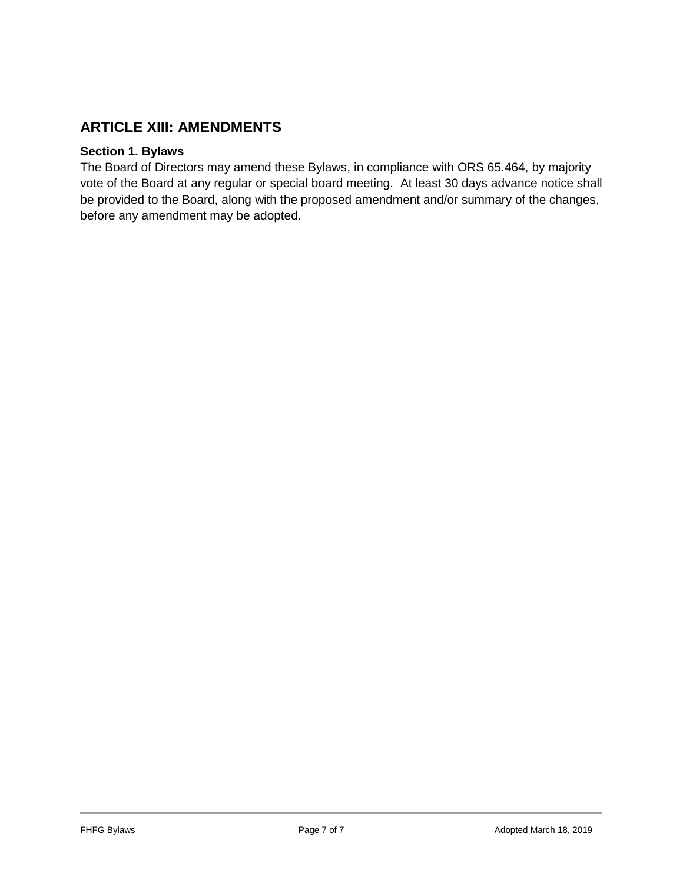## ARTICLE XIII: AMENDMENTS

**Section 1. Bylaws**

The Board of Directors may amend these Bylaws, in compliance with ORS 65.464, by majority vote of the Board at any regular or special board meeting. At least 30 days advance notice shall be provided to the Board, along with the proposed amendment and/or summary of the changes, before any amendment may be adopted.